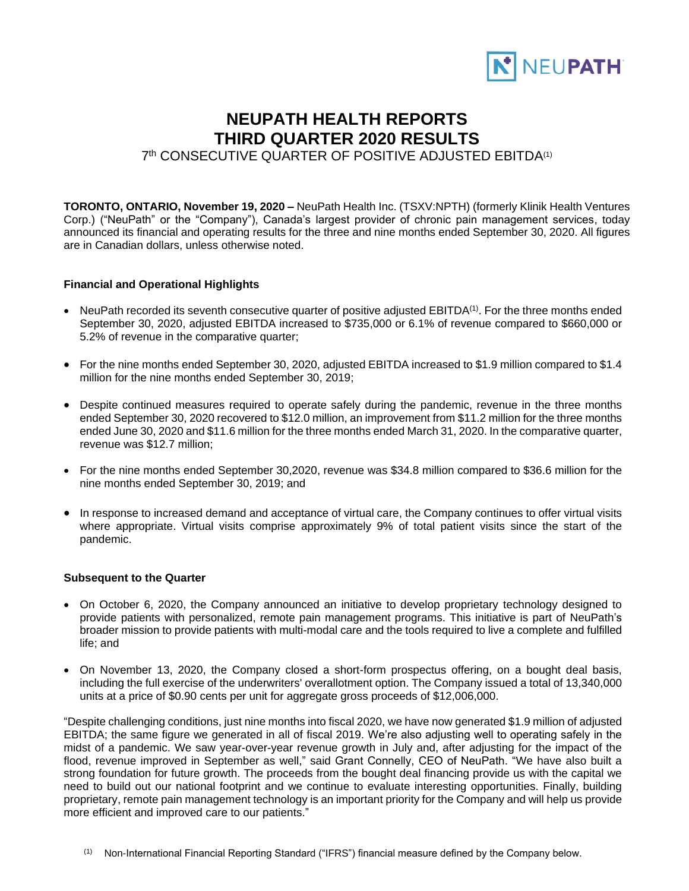# NEUPATH HEALTH REPORTS THIRD QUARTER 2020 RESULTS

7th CONSECUTIVE QUARTER OF POSITIVE ADJUSTED EBITDA[(1)]

**TORONTO, ONTARIO, November 19, 2020 –** NeuPath Health Inc. (TSXV:NPTH) (formerly Klinik Health Ventures Corp.) ("NeuPath" or the "Company"), Canada's largest provider of chronic pain management services, today announced its financial and operating results for the three and nine months ended September 30, 2020. All figures are in Canadian dollars, unless otherwise noted.

**Financial and Operational Highlights**

- NeuPath recorded its seventh consecutive quarter of positive adjusted EBITDA[(1)]. For the three months ended September 30, 2020, adjusted EBITDA increased to $735,000 or 6.1% of revenue compared to $660,000 or 5.2% of revenue in the comparative quarter;
- For the nine months ended September 30, 2020, adjusted EBITDA increased to $1.9 million compared to $1.4 million for the nine months ended September 30, 2019;
- Despite continued measures required to operate safely during the pandemic, revenue in the three months ended September 30, 2020 recovered to $12.0 million, an improvement from $11.2 million for the three months ended June 30, 2020 and $11.6 million for the three months ended March 31, 2020. In the comparative quarter, revenue was $12.7 million;
- For the nine months ended September 30,2020, revenue was $34.8 million compared to $36.6 million for the nine months ended September 30, 2019; and
- In response to increased demand and acceptance of virtual care, the Company continues to offer virtual visits where appropriate. Virtual visits comprise approximately 9% of total patient visits since the start of the pandemic.

**Subsequent to the Quarter**

- On October 6, 2020, the Company announced an initiative to develop proprietary technology designed to provide patients with personalized, remote pain management programs. This initiative is part of NeuPath's broader mission to provide patients with multi-modal care and the tools required to live a complete and fulfilled life; and
- On November 13, 2020, the Company closed a short-form prospectus offering, on a bought deal basis, including the full exercise of the underwriters' overallotment option. The Company issued a total of 13,340,000 units at a price of $0.90 cents per unit for aggregate gross proceeds of $12,006,000.

"Despite challenging conditions, just nine months into fiscal 2020, we have now generated $1.9 million of adjusted EBITDA; the same figure we generated in all of fiscal 2019. We're also adjusting well to operating safely in the midst of a pandemic. We saw year-over-year revenue growth in July and, after adjusting for the impact of the flood, revenue improved in September as well," said Grant Connelly, CEO of NeuPath. "We have also built a strong foundation for future growth. The proceeds from the bought deal financing provide us with the capital we need to build out our national footprint and we continue to evaluate interesting opportunities. Finally, building proprietary, remote pain management technology is an important priority for the Company and will help us provide more efficient and improved care to our patients."

[(1)] Non-International Financial Reporting Standard ("IFRS") financial measure defined by the Company below.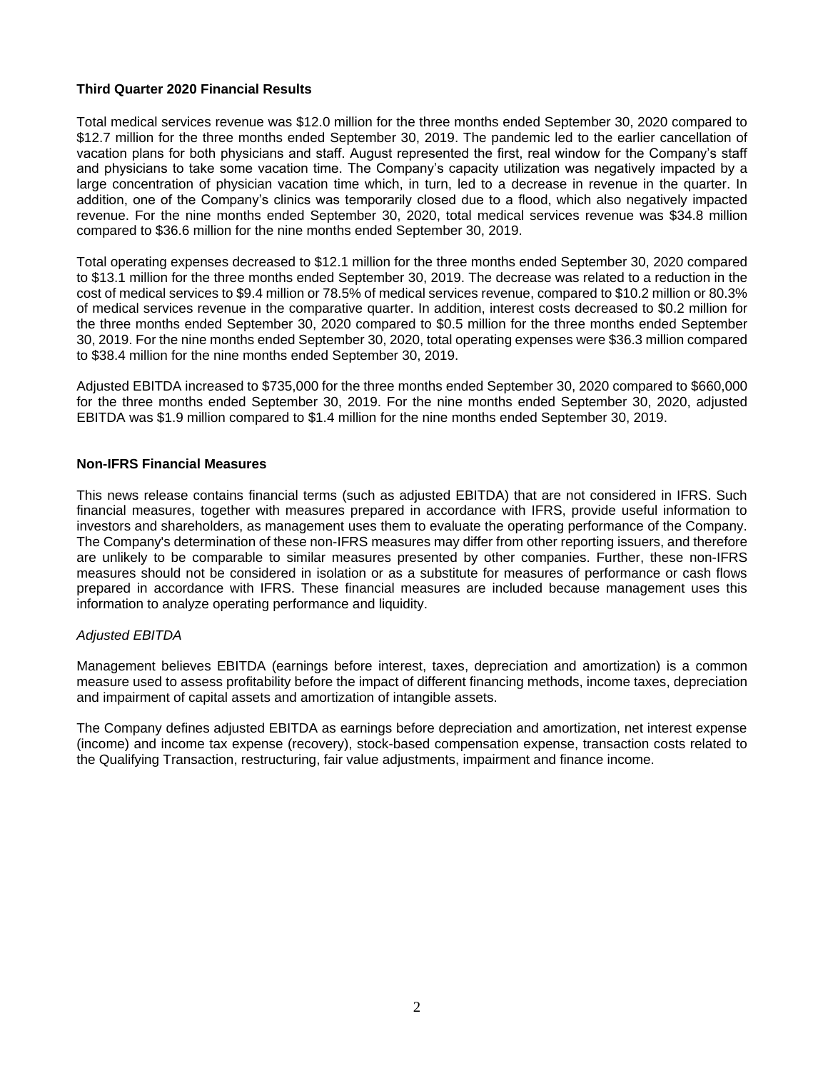**Third Quarter 2020 Financial Results**

Total medical services revenue was $12.0 million for the three months ended September 30, 2020 compared to $12.7 million for the three months ended September 30, 2019. The pandemic led to the earlier cancellation of vacation plans for both physicians and staff. August represented the first, real window for the Company's staff and physicians to take some vacation time. The Company's capacity utilization was negatively impacted by a large concentration of physician vacation time which, in turn, led to a decrease in revenue in the quarter. In addition, one of the Company's clinics was temporarily closed due to a flood, which also negatively impacted revenue. For the nine months ended September 30, 2020, total medical services revenue was $34.8 million compared to $36.6 million for the nine months ended September 30, 2019.

Total operating expenses decreased to $12.1 million for the three months ended September 30, 2020 compared to $13.1 million for the three months ended September 30, 2019. The decrease was related to a reduction in the cost of medical services to $9.4 million or 78.5% of medical services revenue, compared to $10.2 million or 80.3% of medical services revenue in the comparative quarter. In addition, interest costs decreased to $0.2 million for the three months ended September 30, 2020 compared to $0.5 million for the three months ended September 30, 2019. For the nine months ended September 30, 2020, total operating expenses were $36.3 million compared to $38.4 million for the nine months ended September 30, 2019.

Adjusted EBITDA increased to $735,000 for the three months ended September 30, 2020 compared to $660,000 for the three months ended September 30, 2019. For the nine months ended September 30, 2020, adjusted EBITDA was $1.9 million compared to $1.4 million for the nine months ended September 30, 2019.

**Non-IFRS Financial Measures**

This news release contains financial terms (such as adjusted EBITDA) that are not considered in IFRS. Such financial measures, together with measures prepared in accordance with IFRS, provide useful information to investors and shareholders, as management uses them to evaluate the operating performance of the Company. The Company's determination of these non-IFRS measures may differ from other reporting issuers, and therefore are unlikely to be comparable to similar measures presented by other companies. Further, these non-IFRS measures should not be considered in isolation or as a substitute for measures of performance or cash flows prepared in accordance with IFRS. These financial measures are included because management uses this information to analyze operating performance and liquidity.

*Adjusted EBITDA*

Management believes EBITDA (earnings before interest, taxes, depreciation and amortization) is a common measure used to assess profitability before the impact of different financing methods, income taxes, depreciation and impairment of capital assets and amortization of intangible assets.

The Company defines adjusted EBITDA as earnings before depreciation and amortization, net interest expense (income) and income tax expense (recovery), stock-based compensation expense, transaction costs related to the Qualifying Transaction, restructuring, fair value adjustments, impairment and finance income.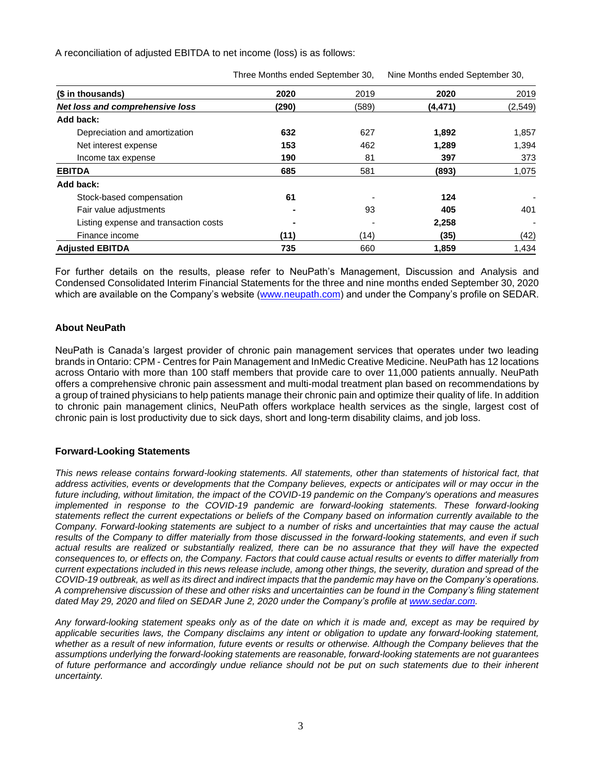A reconciliation of adjusted EBITDA to net income (loss) is as follows:

| | Three Months ended September 30, | | Nine Months ended September 30, | |
|---|---|---|---|---|
| **($ in thousands)** | **2020** | 2019 | **2020** | 2019 |
| ***Net loss and comprehensive loss*** | **(290)** | (589) | **(4,471)** | (2,549) |
| **Add back:** | | | | |
| Depreciation and amortization | **632** | 627 | **1,892** | 1,857 |
| Net interest expense | **153** | 462 | **1,289** | 1,394 |
| Income tax expense | **190** | 81 | **397** | 373 |
| **EBITDA** | **685** | 581 | **(893)** | 1,075 |
| **Add back:** | | | | |
| Stock-based compensation | **61** | - | **124** | - |
| Fair value adjustments | **-** | 93 | **405** | 401 |
| Listing expense and transaction costs | **-** | - | **2,258** | - |
| Finance income | **(11)** | (14) | **(35)** | (42) |
| **Adjusted EBITDA** | **735** | 660 | **1,859** | 1,434 |

For further details on the results, please refer to NeuPath's Management, Discussion and Analysis and Condensed Consolidated Interim Financial Statements for the three and nine months ended September 30, 2020 which are available on the Company's website (www.neupath.com) and under the Company's profile on SEDAR.

### About NeuPath

NeuPath is Canada's largest provider of chronic pain management services that operates under two leading brands in Ontario: CPM - Centres for Pain Management and InMedic Creative Medicine. NeuPath has 12 locations across Ontario with more than 100 staff members that provide care to over 11,000 patients annually. NeuPath offers a comprehensive chronic pain assessment and multi-modal treatment plan based on recommendations by a group of trained physicians to help patients manage their chronic pain and optimize their quality of life. In addition to chronic pain management clinics, NeuPath offers workplace health services as the single, largest cost of chronic pain is lost productivity due to sick days, short and long-term disability claims, and job loss.

### Forward-Looking Statements

*This news release contains forward-looking statements. All statements, other than statements of historical fact, that address activities, events or developments that the Company believes, expects or anticipates will or may occur in the future including, without limitation, the impact of the COVID-19 pandemic on the Company's operations and measures implemented in response to the COVID-19 pandemic are forward-looking statements. These forward-looking statements reflect the current expectations or beliefs of the Company based on information currently available to the Company. Forward-looking statements are subject to a number of risks and uncertainties that may cause the actual results of the Company to differ materially from those discussed in the forward-looking statements, and even if such actual results are realized or substantially realized, there can be no assurance that they will have the expected consequences to, or effects on, the Company. Factors that could cause actual results or events to differ materially from current expectations included in this news release include, among other things, the severity, duration and spread of the COVID-19 outbreak, as well as its direct and indirect impacts that the pandemic may have on the Company's operations. A comprehensive discussion of these and other risks and uncertainties can be found in the Company's filing statement dated May 29, 2020 and filed on SEDAR June 2, 2020 under the Company's profile at www.sedar.com.*

*Any forward-looking statement speaks only as of the date on which it is made and, except as may be required by applicable securities laws, the Company disclaims any intent or obligation to update any forward-looking statement, whether as a result of new information, future events or results or otherwise. Although the Company believes that the assumptions underlying the forward-looking statements are reasonable, forward-looking statements are not guarantees of future performance and accordingly undue reliance should not be put on such statements due to their inherent uncertainty.*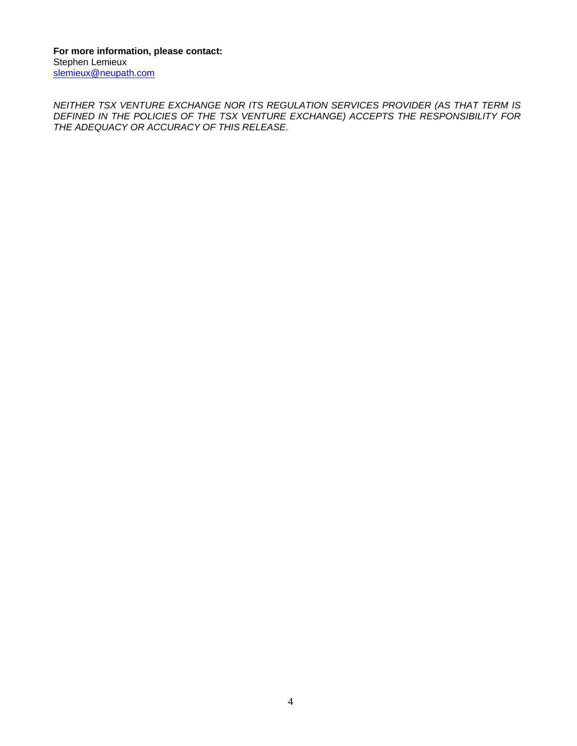**For more information, please contact:**
Stephen Lemieux
slemieux@neupath.com

*NEITHER TSX VENTURE EXCHANGE NOR ITS REGULATION SERVICES PROVIDER (AS THAT TERM IS DEFINED IN THE POLICIES OF THE TSX VENTURE EXCHANGE) ACCEPTS THE RESPONSIBILITY FOR THE ADEQUACY OR ACCURACY OF THIS RELEASE.*